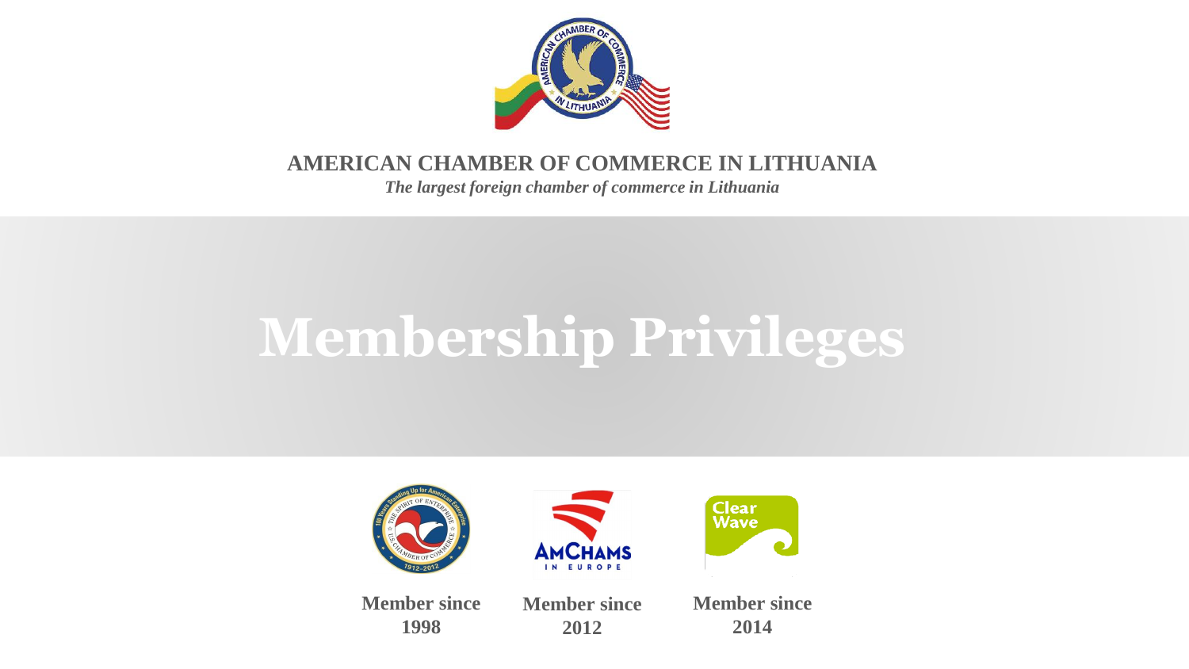**AMERICAN CHAMBER OF COMMERCE IN LITHUANIA**

***The largest foreign chamber of commerce in Lithuania***

# Membership Privileges

**Member since 1998**

**Member since 2012**

**Member since 2014**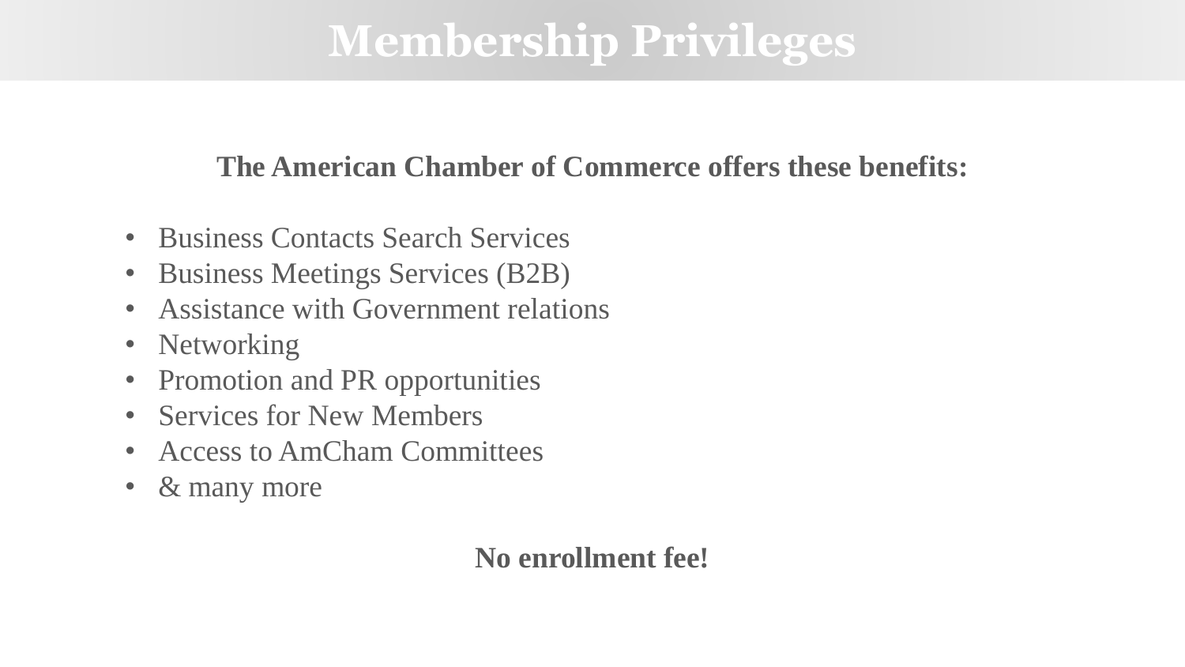# Membership Privileges

**The American Chamber of Commerce offers these benefits:**

- Business Contacts Search Services
- Business Meetings Services (B2B)
- Assistance with Government relations
- Networking
- Promotion and PR opportunities
- Services for New Members
- Access to AmCham Committees
- & many more

**No enrollment fee!**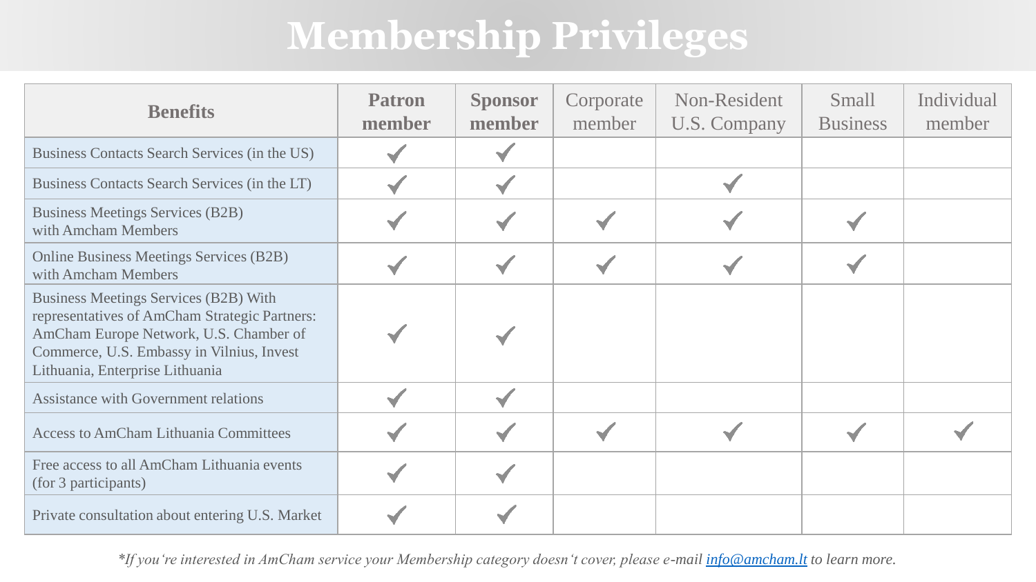# Membership Privileges

| Benefits | **Patron member** | **Sponsor member** | Corporate member | Non-Resident U.S. Company | Small Business | Individual member |
|---|---|---|---|---|---|---|
| Business Contacts Search Services (in the US) | ✓ | ✓ | | | | |
| Business Contacts Search Services (in the LT) | ✓ | ✓ | | ✓ | | |
| Business Meetings Services (B2B) with Amcham Members | ✓ | ✓ | ✓ | ✓ | ✓ | |
| Online Business Meetings Services (B2B) with Amcham Members | ✓ | ✓ | ✓ | ✓ | ✓ | |
| Business Meetings Services (B2B) With representatives of AmCham Strategic Partners: AmCham Europe Network, U.S. Chamber of Commerce, U.S. Embassy in Vilnius, Invest Lithuania, Enterprise Lithuania | ✓ | ✓ | | | | |
| Assistance with Government relations | ✓ | ✓ | | | | |
| Access to AmCham Lithuania Committees | ✓ | ✓ | ✓ | ✓ | ✓ | ✓ |
| Free access to all AmCham Lithuania events (for 3 participants) | ✓ | ✓ | | | | |
| Private consultation about entering U.S. Market | ✓ | ✓ | | | | |

*\*If you're interested in AmCham service your Membership category doesn't cover, please e-mail [info@amcham.lt](mailto:info@amcham.lt) to learn more.*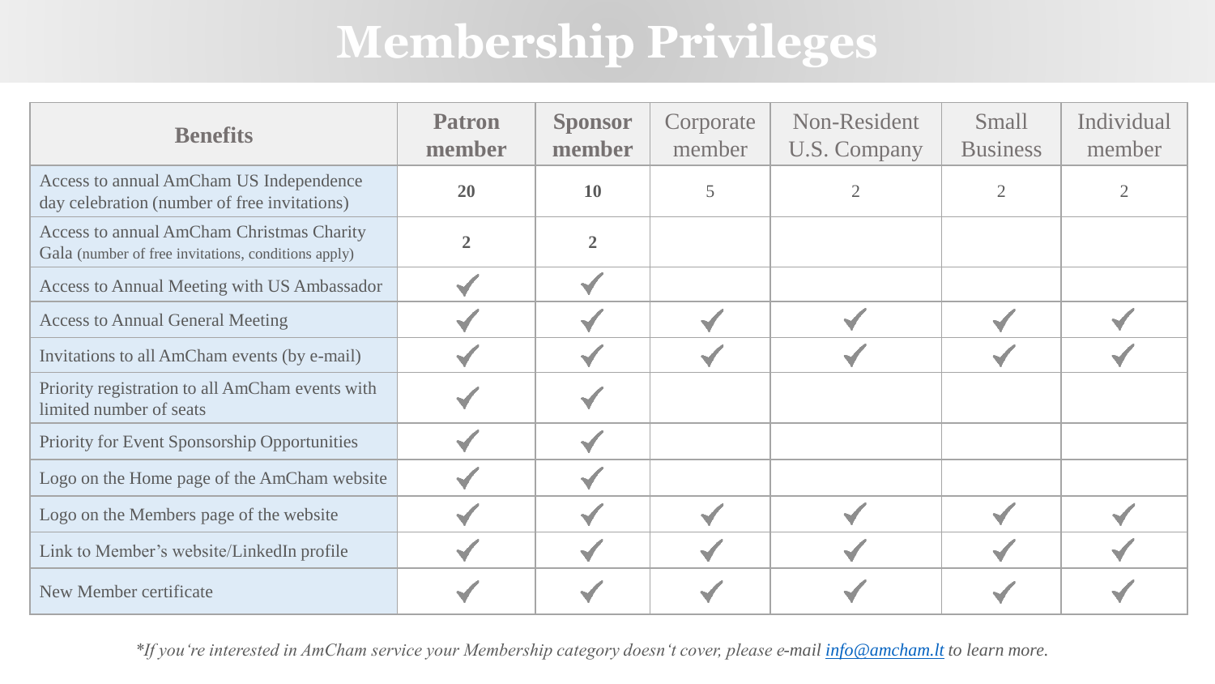# Membership Privileges

| Benefits | **Patron member** | **Sponsor member** | Corporate member | Non-Resident U.S. Company | Small Business | Individual member |
|---|---|---|---|---|---|---|
| Access to annual AmCham US Independence day celebration (number of free invitations) | **20** | **10** | 5 | 2 | 2 | 2 |
| Access to annual AmCham Christmas Charity Gala (number of free invitations, conditions apply) | **2** | **2** | | | | |
| Access to Annual Meeting with US Ambassador | ✓ | ✓ | | | | |
| Access to Annual General Meeting | ✓ | ✓ | ✓ | ✓ | ✓ | ✓ |
| Invitations to all AmCham events (by e-mail) | ✓ | ✓ | ✓ | ✓ | ✓ | ✓ |
| Priority registration to all AmCham events with limited number of seats | ✓ | ✓ | | | | |
| Priority for Event Sponsorship Opportunities | ✓ | ✓ | | | | |
| Logo on the Home page of the AmCham website | ✓ | ✓ | | | | |
| Logo on the Members page of the website | ✓ | ✓ | ✓ | ✓ | ✓ | ✓ |
| Link to Member's website/LinkedIn profile | ✓ | ✓ | ✓ | ✓ | ✓ | ✓ |
| New Member certificate | ✓ | ✓ | ✓ | ✓ | ✓ | ✓ |

*\*If you're interested in AmCham service your Membership category doesn't cover, please e-mail [info@amcham.lt](mailto:info@amcham.lt) to learn more.*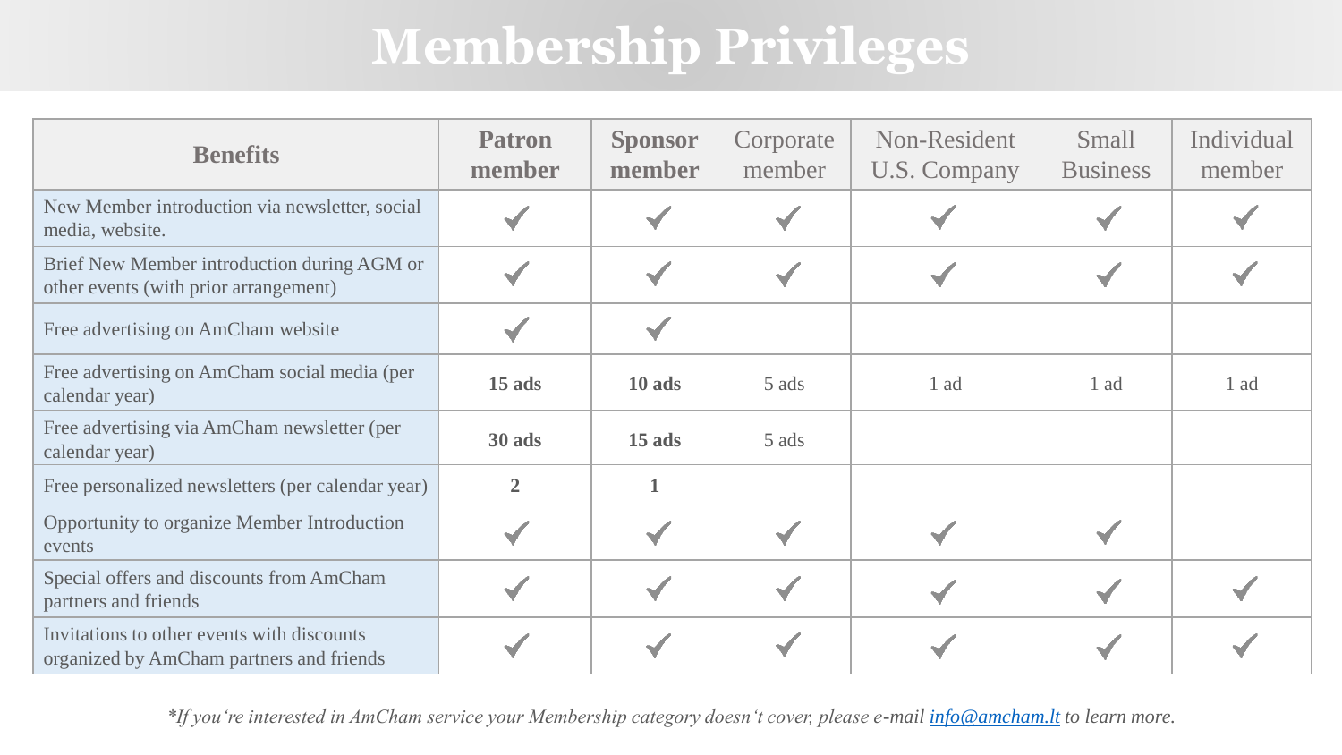# Membership Privileges

| Benefits | **Patron member** | **Sponsor member** | Corporate member | Non-Resident U.S. Company | Small Business | Individual member |
|---|---|---|---|---|---|---|
| New Member introduction via newsletter, social media, website. | ✓ | ✓ | ✓ | ✓ | ✓ | ✓ |
| Brief New Member introduction during AGM or other events (with prior arrangement) | ✓ | ✓ | ✓ | ✓ | ✓ | ✓ |
| Free advertising on AmCham website | ✓ | ✓ | | | | |
| Free advertising on AmCham social media (per calendar year) | **15 ads** | **10 ads** | 5 ads | 1 ad | 1 ad | 1 ad |
| Free advertising via AmCham newsletter (per calendar year) | **30 ads** | **15 ads** | 5 ads | | | |
| Free personalized newsletters (per calendar year) | **2** | **1** | | | | |
| Opportunity to organize Member Introduction events | ✓ | ✓ | ✓ | ✓ | ✓ | |
| Special offers and discounts from AmCham partners and friends | ✓ | ✓ | ✓ | ✓ | ✓ | ✓ |
| Invitations to other events with discounts organized by AmCham partners and friends | ✓ | ✓ | ✓ | ✓ | ✓ | ✓ |

*\*If you're interested in AmCham service your Membership category doesn't cover, please e-mail [info@amcham.lt](mailto:info@amcham.lt) to learn more.*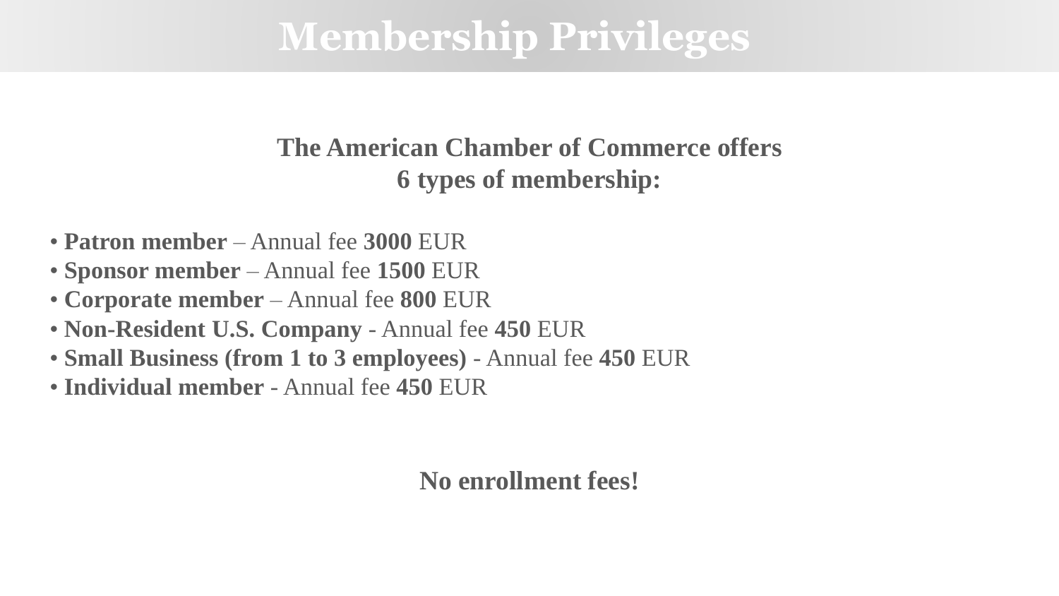# Membership Privileges

**The American Chamber of Commerce offers**
**6 types of membership:**

- **Patron member** – Annual fee **3000** EUR
- **Sponsor member** – Annual fee **1500** EUR
- **Corporate member** – Annual fee **800** EUR
- **Non-Resident U.S. Company** - Annual fee **450** EUR
- **Small Business (from 1 to 3 employees)** - Annual fee **450** EUR
- **Individual member** - Annual fee **450** EUR

**No enrollment fees!**